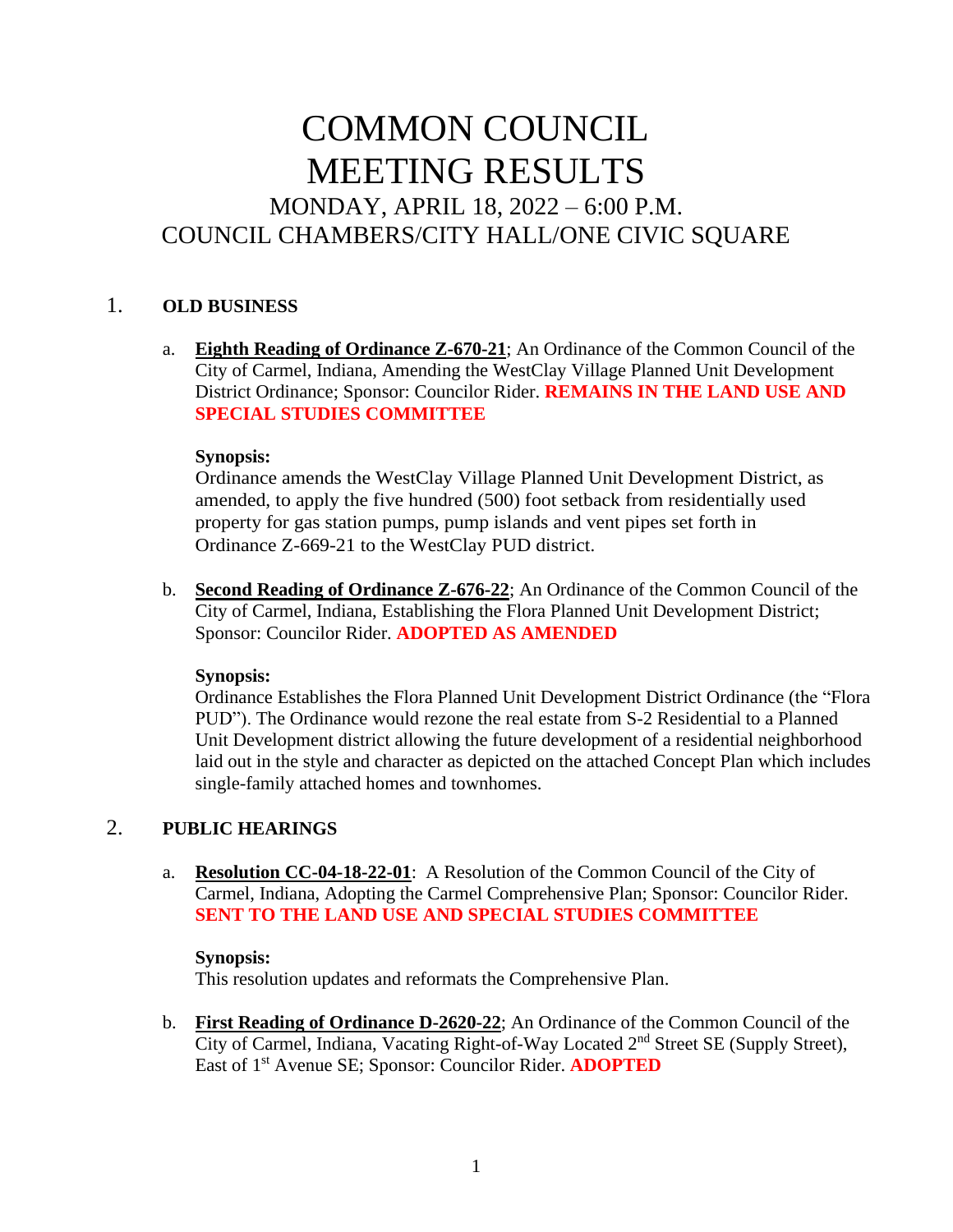# COMMON COUNCIL MEETING RESULTS

## MONDAY, APRIL 18, 2022 – 6:00 P.M.

## COUNCIL CHAMBERS/CITY HALL/ONE CIVIC SQUARE

1. **OLD BUSINESS**

   a. **Eighth Reading of Ordinance Z-670-21**; An Ordinance of the Common Council of the City of Carmel, Indiana, Amending the WestClay Village Planned Unit Development District Ordinance; Sponsor: Councilor Rider. **REMAINS IN THE LAND USE AND SPECIAL STUDIES COMMITTEE**

   **Synopsis:**
   Ordinance amends the WestClay Village Planned Unit Development District, as amended, to apply the five hundred (500) foot setback from residentially used property for gas station pumps, pump islands and vent pipes set forth in Ordinance Z-669-21 to the WestClay PUD district.

   b. **Second Reading of Ordinance Z-676-22**; An Ordinance of the Common Council of the City of Carmel, Indiana, Establishing the Flora Planned Unit Development District; Sponsor: Councilor Rider. **ADOPTED AS AMENDED**

   **Synopsis:**
   Ordinance Establishes the Flora Planned Unit Development District Ordinance (the "Flora PUD"). The Ordinance would rezone the real estate from S-2 Residential to a Planned Unit Development district allowing the future development of a residential neighborhood laid out in the style and character as depicted on the attached Concept Plan which includes single-family attached homes and townhomes.

2. **PUBLIC HEARINGS**

   a. **Resolution CC-04-18-22-01**: A Resolution of the Common Council of the City of Carmel, Indiana, Adopting the Carmel Comprehensive Plan; Sponsor: Councilor Rider. **SENT TO THE LAND USE AND SPECIAL STUDIES COMMITTEE**

   **Synopsis:**
   This resolution updates and reformats the Comprehensive Plan.

   b. **First Reading of Ordinance D-2620-22**; An Ordinance of the Common Council of the City of Carmel, Indiana, Vacating Right-of-Way Located 2nd Street SE (Supply Street), East of 1st Avenue SE; Sponsor: Councilor Rider. **ADOPTED**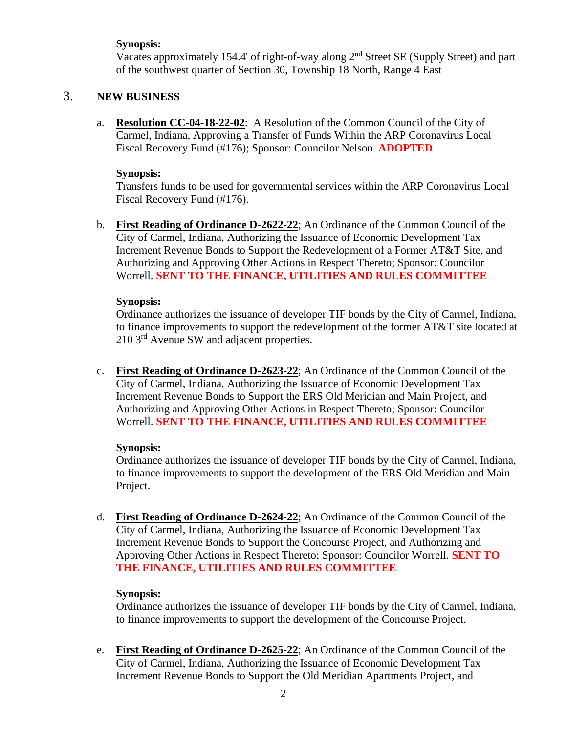**Synopsis:**
Vacates approximately 154.4' of right-of-way along 2nd Street SE (Supply Street) and part of the southwest quarter of Section 30, Township 18 North, Range 4 East

## 3. NEW BUSINESS

a. **Resolution CC-04-18-22-02**: A Resolution of the Common Council of the City of Carmel, Indiana, Approving a Transfer of Funds Within the ARP Coronavirus Local Fiscal Recovery Fund (#176); Sponsor: Councilor Nelson. **ADOPTED**

**Synopsis:**
Transfers funds to be used for governmental services within the ARP Coronavirus Local Fiscal Recovery Fund (#176).

b. **First Reading of Ordinance D-2622-22**; An Ordinance of the Common Council of the City of Carmel, Indiana, Authorizing the Issuance of Economic Development Tax Increment Revenue Bonds to Support the Redevelopment of a Former AT&T Site, and Authorizing and Approving Other Actions in Respect Thereto; Sponsor: Councilor Worrell. **SENT TO THE FINANCE, UTILITIES AND RULES COMMITTEE**

**Synopsis:**
Ordinance authorizes the issuance of developer TIF bonds by the City of Carmel, Indiana, to finance improvements to support the redevelopment of the former AT&T site located at 210 3rd Avenue SW and adjacent properties.

c. **First Reading of Ordinance D-2623-22**; An Ordinance of the Common Council of the City of Carmel, Indiana, Authorizing the Issuance of Economic Development Tax Increment Revenue Bonds to Support the ERS Old Meridian and Main Project, and Authorizing and Approving Other Actions in Respect Thereto; Sponsor: Councilor Worrell. **SENT TO THE FINANCE, UTILITIES AND RULES COMMITTEE**

**Synopsis:**
Ordinance authorizes the issuance of developer TIF bonds by the City of Carmel, Indiana, to finance improvements to support the development of the ERS Old Meridian and Main Project.

d. **First Reading of Ordinance D-2624-22**; An Ordinance of the Common Council of the City of Carmel, Indiana, Authorizing the Issuance of Economic Development Tax Increment Revenue Bonds to Support the Concourse Project, and Authorizing and Approving Other Actions in Respect Thereto; Sponsor: Councilor Worrell. **SENT TO THE FINANCE, UTILITIES AND RULES COMMITTEE**

**Synopsis:**
Ordinance authorizes the issuance of developer TIF bonds by the City of Carmel, Indiana, to finance improvements to support the development of the Concourse Project.

e. **First Reading of Ordinance D-2625-22**; An Ordinance of the Common Council of the City of Carmel, Indiana, Authorizing the Issuance of Economic Development Tax Increment Revenue Bonds to Support the Old Meridian Apartments Project, and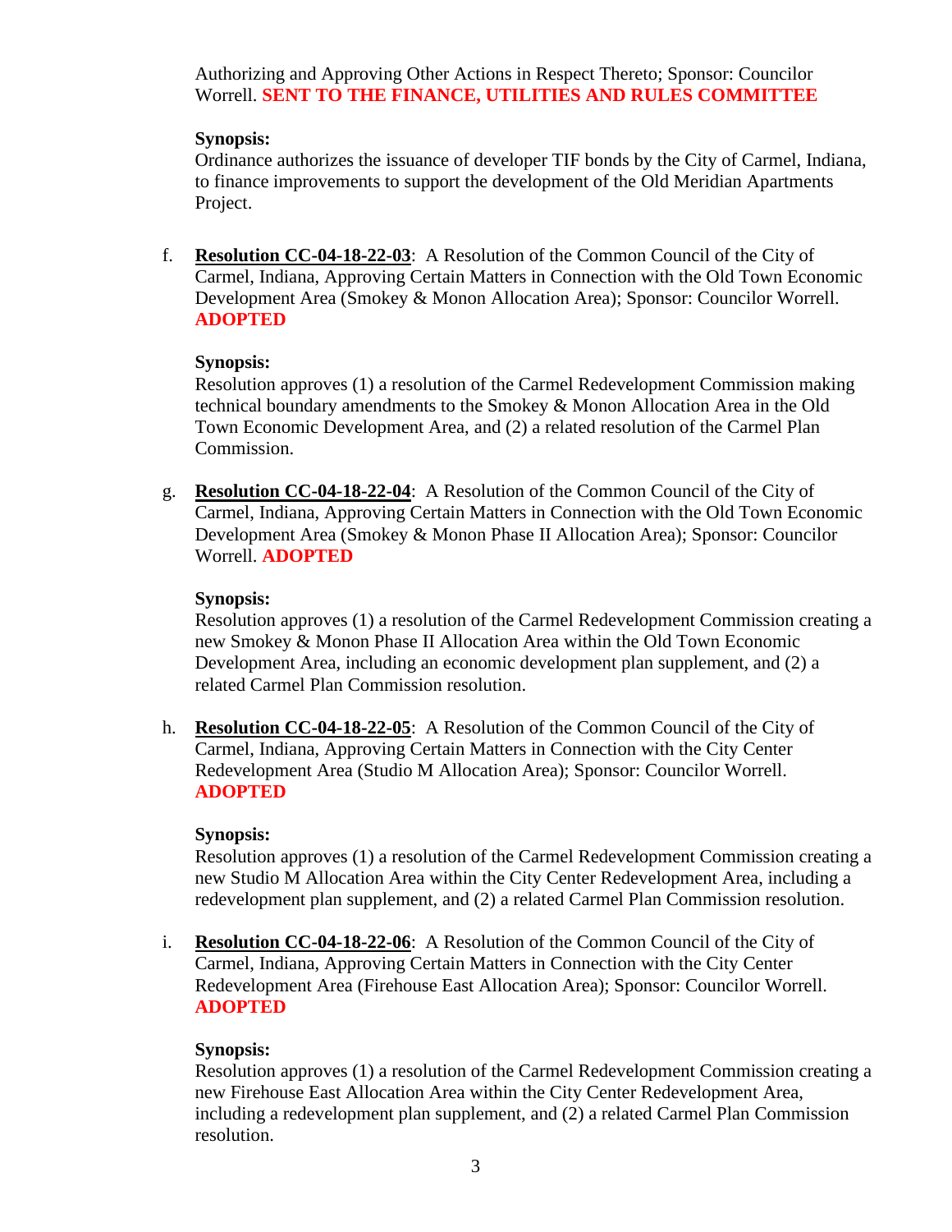Authorizing and Approving Other Actions in Respect Thereto; Sponsor: Councilor Worrell. **SENT TO THE FINANCE, UTILITIES AND RULES COMMITTEE**

**Synopsis:**
Ordinance authorizes the issuance of developer TIF bonds by the City of Carmel, Indiana, to finance improvements to support the development of the Old Meridian Apartments Project.

f. **Resolution CC-04-18-22-03**: A Resolution of the Common Council of the City of Carmel, Indiana, Approving Certain Matters in Connection with the Old Town Economic Development Area (Smokey & Monon Allocation Area); Sponsor: Councilor Worrell. **ADOPTED**

   **Synopsis:**
   Resolution approves (1) a resolution of the Carmel Redevelopment Commission making technical boundary amendments to the Smokey & Monon Allocation Area in the Old Town Economic Development Area, and (2) a related resolution of the Carmel Plan Commission.

g. **Resolution CC-04-18-22-04**: A Resolution of the Common Council of the City of Carmel, Indiana, Approving Certain Matters in Connection with the Old Town Economic Development Area (Smokey & Monon Phase II Allocation Area); Sponsor: Councilor Worrell. **ADOPTED**

   **Synopsis:**
   Resolution approves (1) a resolution of the Carmel Redevelopment Commission creating a new Smokey & Monon Phase II Allocation Area within the Old Town Economic Development Area, including an economic development plan supplement, and (2) a related Carmel Plan Commission resolution.

h. **Resolution CC-04-18-22-05**: A Resolution of the Common Council of the City of Carmel, Indiana, Approving Certain Matters in Connection with the City Center Redevelopment Area (Studio M Allocation Area); Sponsor: Councilor Worrell. **ADOPTED**

   **Synopsis:**
   Resolution approves (1) a resolution of the Carmel Redevelopment Commission creating a new Studio M Allocation Area within the City Center Redevelopment Area, including a redevelopment plan supplement, and (2) a related Carmel Plan Commission resolution.

i. **Resolution CC-04-18-22-06**: A Resolution of the Common Council of the City of Carmel, Indiana, Approving Certain Matters in Connection with the City Center Redevelopment Area (Firehouse East Allocation Area); Sponsor: Councilor Worrell. **ADOPTED**

   **Synopsis:**
   Resolution approves (1) a resolution of the Carmel Redevelopment Commission creating a new Firehouse East Allocation Area within the City Center Redevelopment Area, including a redevelopment plan supplement, and (2) a related Carmel Plan Commission resolution.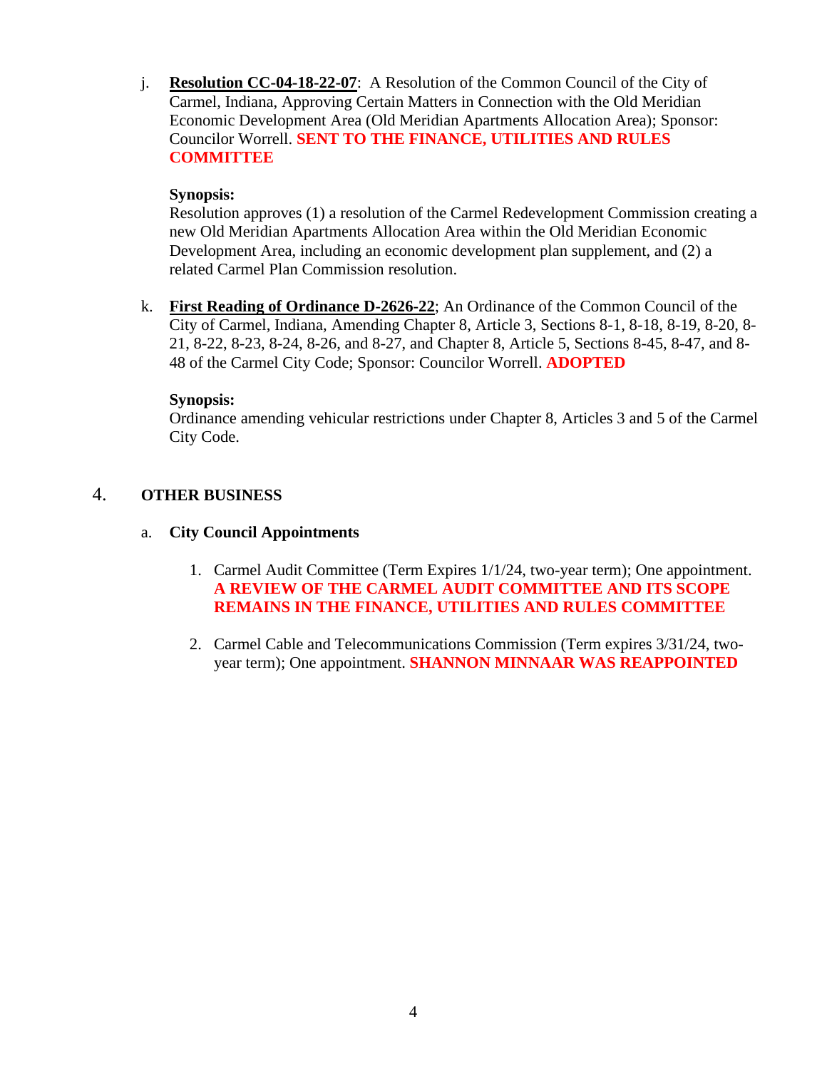j. **Resolution CC-04-18-22-07**: A Resolution of the Common Council of the City of Carmel, Indiana, Approving Certain Matters in Connection with the Old Meridian Economic Development Area (Old Meridian Apartments Allocation Area); Sponsor: Councilor Worrell. **SENT TO THE FINANCE, UTILITIES AND RULES COMMITTEE**

   **Synopsis:**
   Resolution approves (1) a resolution of the Carmel Redevelopment Commission creating a new Old Meridian Apartments Allocation Area within the Old Meridian Economic Development Area, including an economic development plan supplement, and (2) a related Carmel Plan Commission resolution.

k. **First Reading of Ordinance D-2626-22**; An Ordinance of the Common Council of the City of Carmel, Indiana, Amending Chapter 8, Article 3, Sections 8-1, 8-18, 8-19, 8-20, 8-21, 8-22, 8-23, 8-24, 8-26, and 8-27, and Chapter 8, Article 5, Sections 8-45, 8-47, and 8-48 of the Carmel City Code; Sponsor: Councilor Worrell. **ADOPTED**

   **Synopsis:**
   Ordinance amending vehicular restrictions under Chapter 8, Articles 3 and 5 of the Carmel City Code.

## 4. OTHER BUSINESS

a. **City Council Appointments**

   1. Carmel Audit Committee (Term Expires 1/1/24, two-year term); One appointment. **A REVIEW OF THE CARMEL AUDIT COMMITTEE AND ITS SCOPE REMAINS IN THE FINANCE, UTILITIES AND RULES COMMITTEE**

   2. Carmel Cable and Telecommunications Commission (Term expires 3/31/24, two-year term); One appointment. **SHANNON MINNAAR WAS REAPPOINTED**